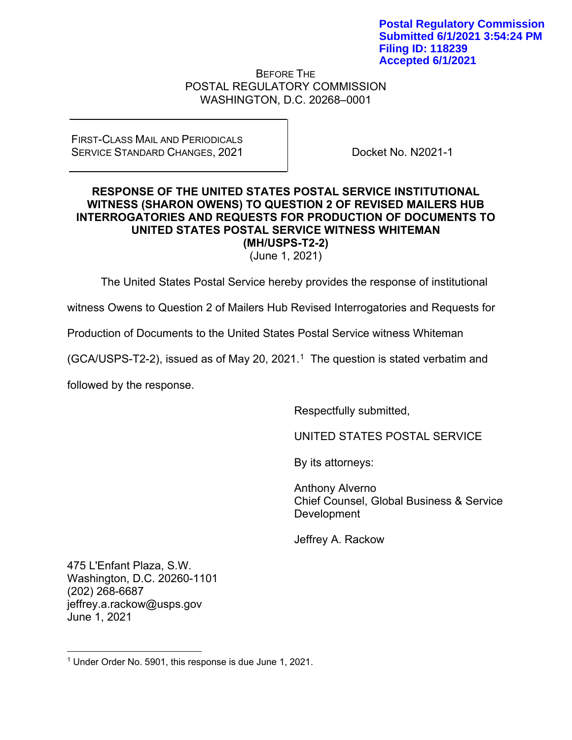Postal Regulatory Commission
Submitted 6/1/2021 3:54:24 PM
Filing ID: 118239
Accepted 6/1/2021

BEFORE THE
POSTAL REGULATORY COMMISSION
WASHINGTON, D.C. 20268–0001

| FIRST-CLASS MAIL AND PERIODICALS SERVICE STANDARD CHANGES, 2021 | Docket No. N2021-1 |
| --- | --- |

**RESPONSE OF THE UNITED STATES POSTAL SERVICE INSTITUTIONAL WITNESS (SHARON OWENS) TO QUESTION 2 OF REVISED MAILERS HUB INTERROGATORIES AND REQUESTS FOR PRODUCTION OF DOCUMENTS TO UNITED STATES POSTAL SERVICE WITNESS WHITEMAN (MH/USPS-T2-2)**
(June 1, 2021)

The United States Postal Service hereby provides the response of institutional witness Owens to Question 2 of Mailers Hub Revised Interrogatories and Requests for Production of Documents to the United States Postal Service witness Whiteman (GCA/USPS-T2-2), issued as of May 20, 2021.[1] The question is stated verbatim and followed by the response.

Respectfully submitted,

UNITED STATES POSTAL SERVICE

By its attorneys:

Anthony Alverno
Chief Counsel, Global Business & Service Development

Jeffrey A. Rackow

475 L'Enfant Plaza, S.W.
Washington, D.C. 20260-1101
(202) 268-6687
jeffrey.a.rackow@usps.gov
June 1, 2021

[1] Under Order No. 5901, this response is due June 1, 2021.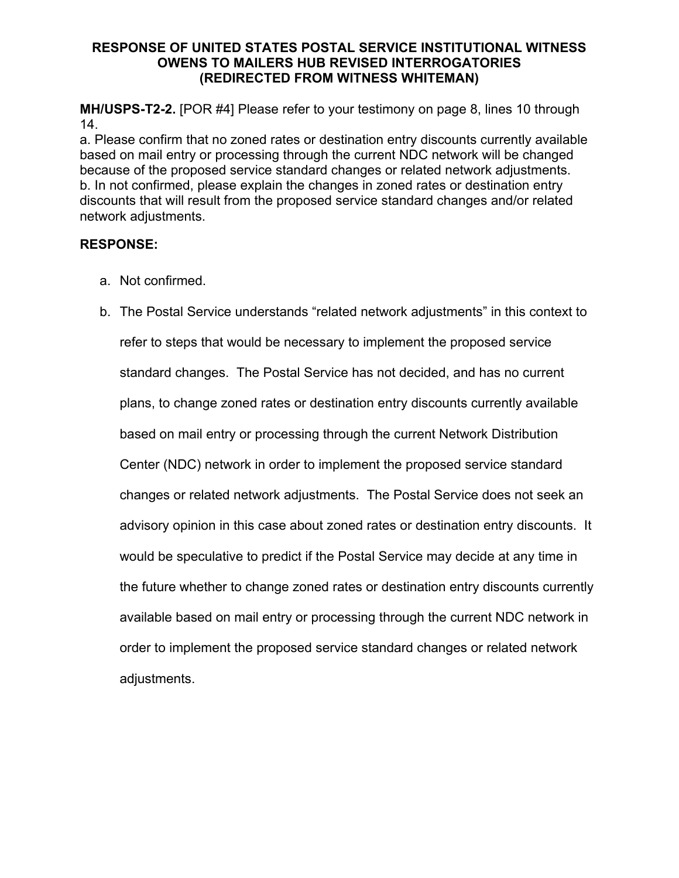**RESPONSE OF UNITED STATES POSTAL SERVICE INSTITUTIONAL WITNESS OWENS TO MAILERS HUB REVISED INTERROGATORIES (REDIRECTED FROM WITNESS WHITEMAN)**

**MH/USPS-T2-2.** [POR #4] Please refer to your testimony on page 8, lines 10 through 14.

a. Please confirm that no zoned rates or destination entry discounts currently available based on mail entry or processing through the current NDC network will be changed because of the proposed service standard changes or related network adjustments.

b. In not confirmed, please explain the changes in zoned rates or destination entry discounts that will result from the proposed service standard changes and/or related network adjustments.

**RESPONSE:**

a. Not confirmed.

b. The Postal Service understands "related network adjustments" in this context to refer to steps that would be necessary to implement the proposed service standard changes. The Postal Service has not decided, and has no current plans, to change zoned rates or destination entry discounts currently available based on mail entry or processing through the current Network Distribution Center (NDC) network in order to implement the proposed service standard changes or related network adjustments. The Postal Service does not seek an advisory opinion in this case about zoned rates or destination entry discounts. It would be speculative to predict if the Postal Service may decide at any time in the future whether to change zoned rates or destination entry discounts currently available based on mail entry or processing through the current NDC network in order to implement the proposed service standard changes or related network adjustments.